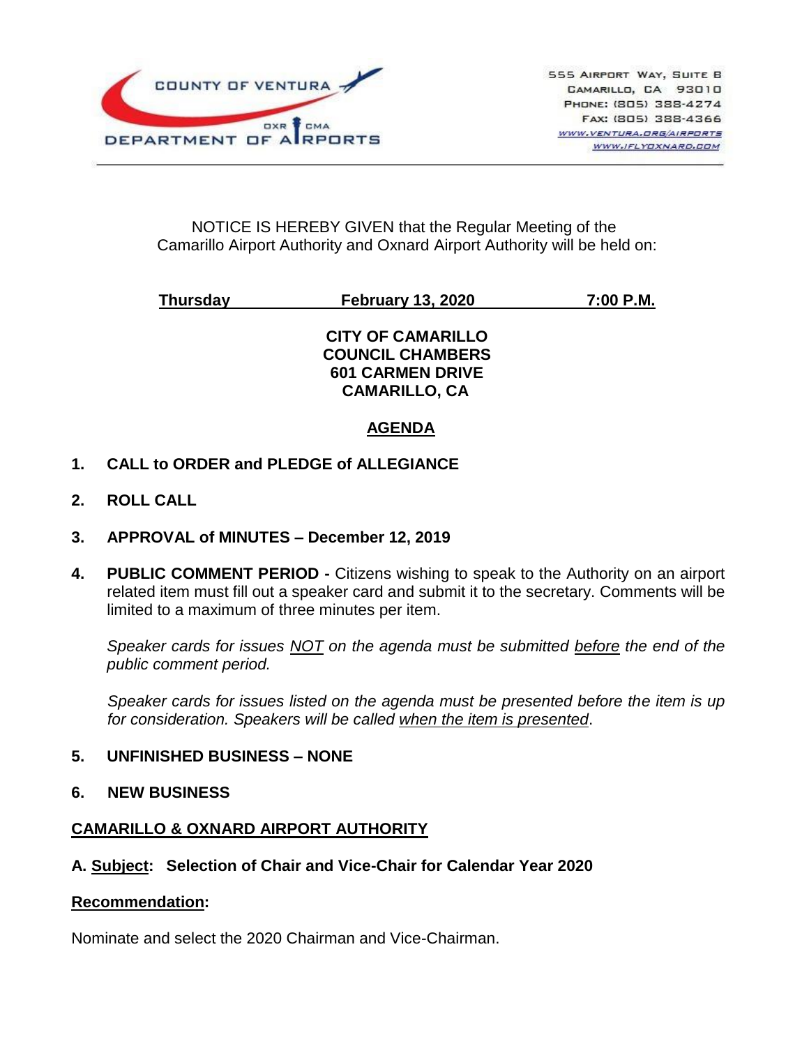COUNTY OF VENTURA
DEPARTMENT OF AIRPORTS
OXR CMA

555 Airport Way, Suite B
Camarillo, CA 93010
Phone: (805) 388-4274
Fax: (805) 388-4366
www.ventura.org/airports
www.iflyoxnard.com

NOTICE IS HEREBY GIVEN that the Regular Meeting of the Camarillo Airport Authority and Oxnard Airport Authority will be held on:

**Thursday February 13, 2020 7:00 P.M.**

**CITY OF CAMARILLO**
**COUNCIL CHAMBERS**
**601 CARMEN DRIVE**
**CAMARILLO, CA**

## AGENDA

**1. CALL to ORDER and PLEDGE of ALLEGIANCE**

**2. ROLL CALL**

**3. APPROVAL of MINUTES – December 12, 2019**

**4. PUBLIC COMMENT PERIOD -** Citizens wishing to speak to the Authority on an airport related item must fill out a speaker card and submit it to the secretary. Comments will be limited to a maximum of three minutes per item.

*Speaker cards for issues NOT on the agenda must be submitted before the end of the public comment period.*

*Speaker cards for issues listed on the agenda must be presented before the item is up for consideration. Speakers will be called when the item is presented.*

**5. UNFINISHED BUSINESS – NONE**

**6. NEW BUSINESS**

**CAMARILLO & OXNARD AIRPORT AUTHORITY**

**A. Subject: Selection of Chair and Vice-Chair for Calendar Year 2020**

**Recommendation:**

Nominate and select the 2020 Chairman and Vice-Chairman.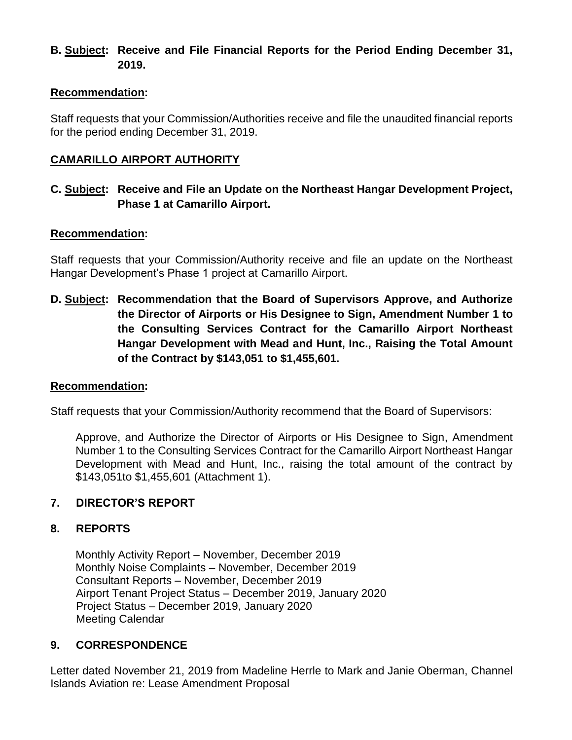**B. <u>Subject</u>: Receive and File Financial Reports for the Period Ending December 31, 2019.**

**<u>Recommendation</u>:**

Staff requests that your Commission/Authorities receive and file the unaudited financial reports for the period ending December 31, 2019.

## <u>CAMARILLO AIRPORT AUTHORITY</u>

**C. <u>Subject</u>: Receive and File an Update on the Northeast Hangar Development Project, Phase 1 at Camarillo Airport.**

**<u>Recommendation</u>:**

Staff requests that your Commission/Authority receive and file an update on the Northeast Hangar Development's Phase 1 project at Camarillo Airport.

**D. <u>Subject</u>: Recommendation that the Board of Supervisors Approve, and Authorize the Director of Airports or His Designee to Sign, Amendment Number 1 to the Consulting Services Contract for the Camarillo Airport Northeast Hangar Development with Mead and Hunt, Inc., Raising the Total Amount of the Contract by $143,051 to $1,455,601.**

**<u>Recommendation</u>:**

Staff requests that your Commission/Authority recommend that the Board of Supervisors:

> Approve, and Authorize the Director of Airports or His Designee to Sign, Amendment Number 1 to the Consulting Services Contract for the Camarillo Airport Northeast Hangar Development with Mead and Hunt, Inc., raising the total amount of the contract by $143,051to $1,455,601 (Attachment 1).

## 7. DIRECTOR'S REPORT

## 8. REPORTS

Monthly Activity Report – November, December 2019
Monthly Noise Complaints – November, December 2019
Consultant Reports – November, December 2019
Airport Tenant Project Status – December 2019, January 2020
Project Status – December 2019, January 2020
Meeting Calendar

## 9. CORRESPONDENCE

Letter dated November 21, 2019 from Madeline Herrle to Mark and Janie Oberman, Channel Islands Aviation re: Lease Amendment Proposal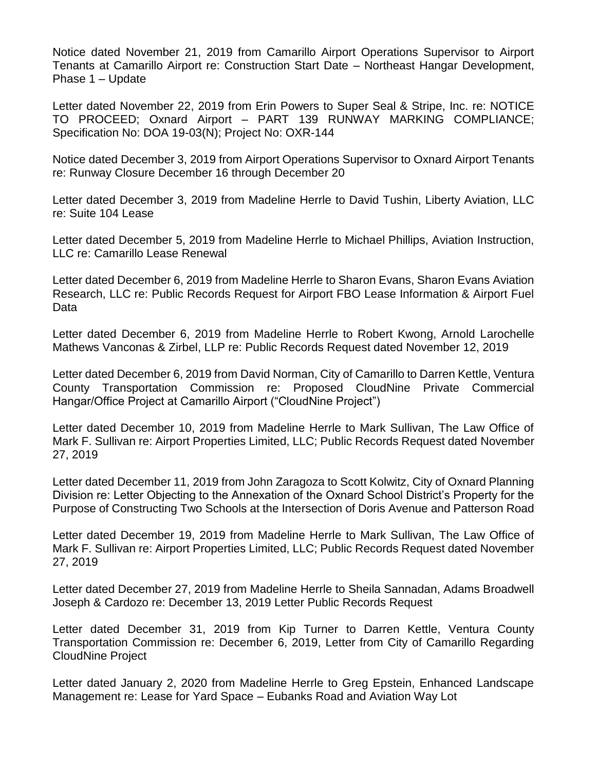Notice dated November 21, 2019 from Camarillo Airport Operations Supervisor to Airport Tenants at Camarillo Airport re: Construction Start Date – Northeast Hangar Development, Phase 1 – Update

Letter dated November 22, 2019 from Erin Powers to Super Seal & Stripe, Inc. re: NOTICE TO PROCEED; Oxnard Airport – PART 139 RUNWAY MARKING COMPLIANCE; Specification No: DOA 19-03(N); Project No: OXR-144

Notice dated December 3, 2019 from Airport Operations Supervisor to Oxnard Airport Tenants re: Runway Closure December 16 through December 20

Letter dated December 3, 2019 from Madeline Herrle to David Tushin, Liberty Aviation, LLC re: Suite 104 Lease

Letter dated December 5, 2019 from Madeline Herrle to Michael Phillips, Aviation Instruction, LLC re: Camarillo Lease Renewal

Letter dated December 6, 2019 from Madeline Herrle to Sharon Evans, Sharon Evans Aviation Research, LLC re: Public Records Request for Airport FBO Lease Information & Airport Fuel Data

Letter dated December 6, 2019 from Madeline Herrle to Robert Kwong, Arnold Larochelle Mathews Vanconas & Zirbel, LLP re: Public Records Request dated November 12, 2019

Letter dated December 6, 2019 from David Norman, City of Camarillo to Darren Kettle, Ventura County Transportation Commission re: Proposed CloudNine Private Commercial Hangar/Office Project at Camarillo Airport ("CloudNine Project")

Letter dated December 10, 2019 from Madeline Herrle to Mark Sullivan, The Law Office of Mark F. Sullivan re: Airport Properties Limited, LLC; Public Records Request dated November 27, 2019

Letter dated December 11, 2019 from John Zaragoza to Scott Kolwitz, City of Oxnard Planning Division re: Letter Objecting to the Annexation of the Oxnard School District's Property for the Purpose of Constructing Two Schools at the Intersection of Doris Avenue and Patterson Road

Letter dated December 19, 2019 from Madeline Herrle to Mark Sullivan, The Law Office of Mark F. Sullivan re: Airport Properties Limited, LLC; Public Records Request dated November 27, 2019

Letter dated December 27, 2019 from Madeline Herrle to Sheila Sannadan, Adams Broadwell Joseph & Cardozo re: December 13, 2019 Letter Public Records Request

Letter dated December 31, 2019 from Kip Turner to Darren Kettle, Ventura County Transportation Commission re: December 6, 2019, Letter from City of Camarillo Regarding CloudNine Project

Letter dated January 2, 2020 from Madeline Herrle to Greg Epstein, Enhanced Landscape Management re: Lease for Yard Space – Eubanks Road and Aviation Way Lot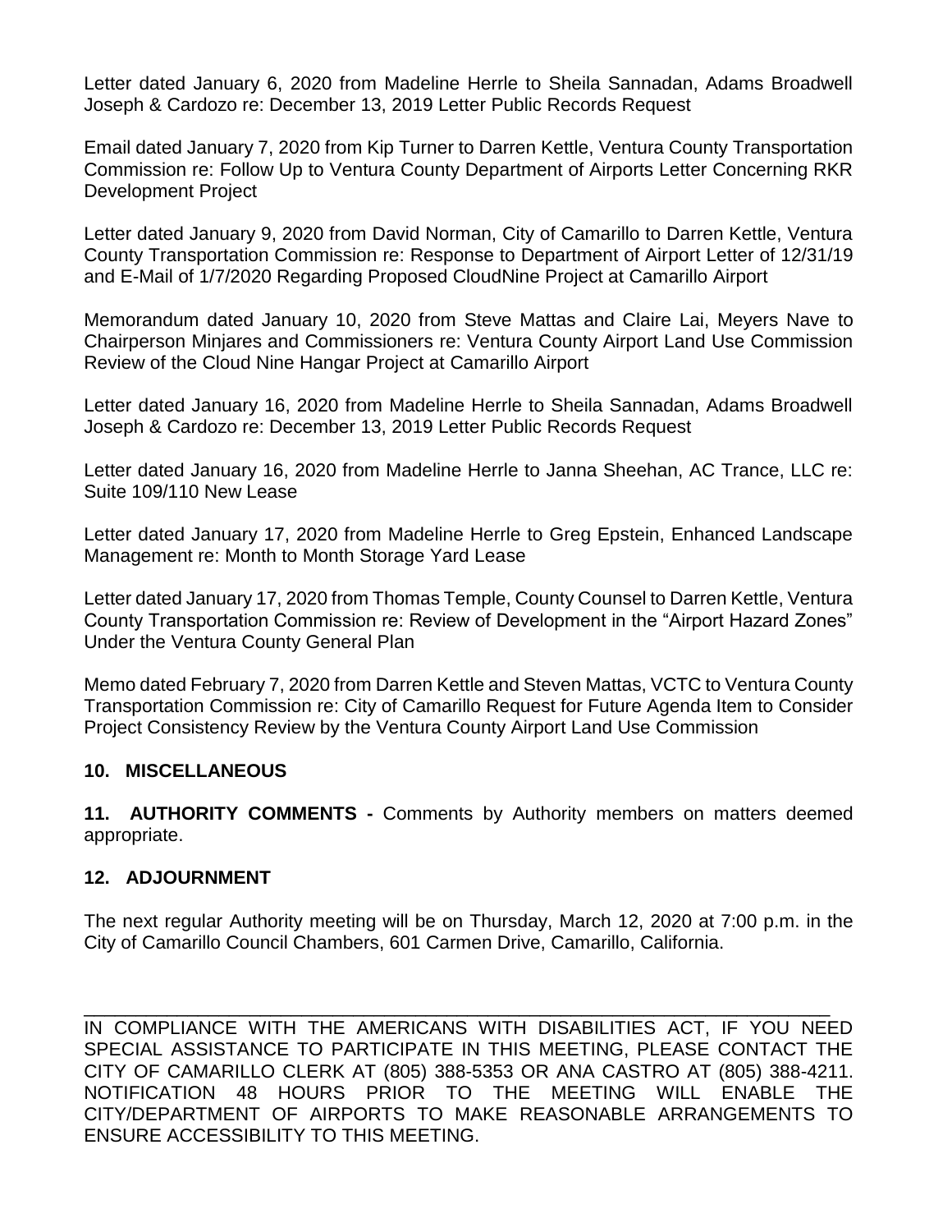Letter dated January 6, 2020 from Madeline Herrle to Sheila Sannadan, Adams Broadwell Joseph & Cardozo re: December 13, 2019 Letter Public Records Request

Email dated January 7, 2020 from Kip Turner to Darren Kettle, Ventura County Transportation Commission re: Follow Up to Ventura County Department of Airports Letter Concerning RKR Development Project

Letter dated January 9, 2020 from David Norman, City of Camarillo to Darren Kettle, Ventura County Transportation Commission re: Response to Department of Airport Letter of 12/31/19 and E-Mail of 1/7/2020 Regarding Proposed CloudNine Project at Camarillo Airport

Memorandum dated January 10, 2020 from Steve Mattas and Claire Lai, Meyers Nave to Chairperson Minjares and Commissioners re: Ventura County Airport Land Use Commission Review of the Cloud Nine Hangar Project at Camarillo Airport

Letter dated January 16, 2020 from Madeline Herrle to Sheila Sannadan, Adams Broadwell Joseph & Cardozo re: December 13, 2019 Letter Public Records Request

Letter dated January 16, 2020 from Madeline Herrle to Janna Sheehan, AC Trance, LLC re: Suite 109/110 New Lease

Letter dated January 17, 2020 from Madeline Herrle to Greg Epstein, Enhanced Landscape Management re: Month to Month Storage Yard Lease

Letter dated January 17, 2020 from Thomas Temple, County Counsel to Darren Kettle, Ventura County Transportation Commission re: Review of Development in the "Airport Hazard Zones" Under the Ventura County General Plan

Memo dated February 7, 2020 from Darren Kettle and Steven Mattas, VCTC to Ventura County Transportation Commission re: City of Camarillo Request for Future Agenda Item to Consider Project Consistency Review by the Ventura County Airport Land Use Commission

**10. MISCELLANEOUS**

**11. AUTHORITY COMMENTS -** Comments by Authority members on matters deemed appropriate.

**12. ADJOURNMENT**

The next regular Authority meeting will be on Thursday, March 12, 2020 at 7:00 p.m. in the City of Camarillo Council Chambers, 601 Carmen Drive, Camarillo, California.

---

IN COMPLIANCE WITH THE AMERICANS WITH DISABILITIES ACT, IF YOU NEED SPECIAL ASSISTANCE TO PARTICIPATE IN THIS MEETING, PLEASE CONTACT THE CITY OF CAMARILLO CLERK AT (805) 388-5353 OR ANA CASTRO AT (805) 388-4211. NOTIFICATION 48 HOURS PRIOR TO THE MEETING WILL ENABLE THE CITY/DEPARTMENT OF AIRPORTS TO MAKE REASONABLE ARRANGEMENTS TO ENSURE ACCESSIBILITY TO THIS MEETING.